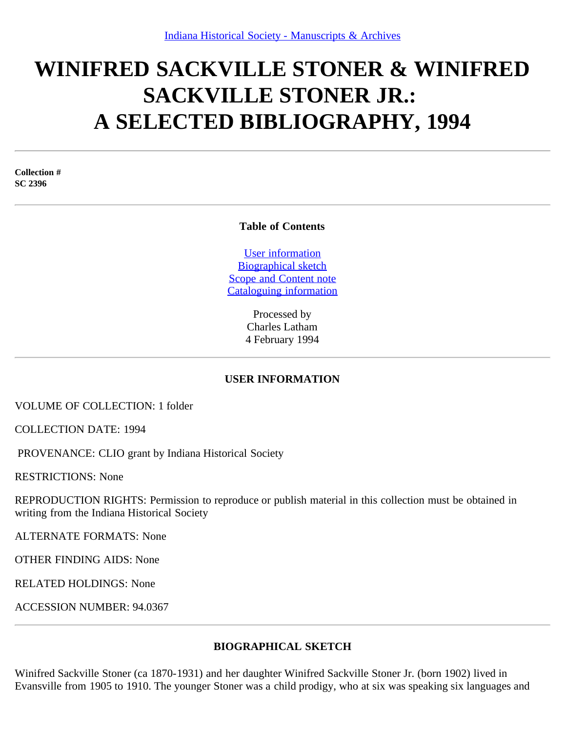Indiana Historical Society - Manuscripts & Archives

# WINIFRED SACKVILLE STONER & WINIFRED SACKVILLE STONER JR.: A SELECTED BIBLIOGRAPHY, 1994

**Collection #**
**SC 2396**

**Table of Contents**

User information
Biographical sketch
Scope and Content note
Cataloguing information

Processed by
Charles Latham
4 February 1994

## USER INFORMATION

VOLUME OF COLLECTION: 1 folder

COLLECTION DATE: 1994

PROVENANCE: CLIO grant by Indiana Historical Society

RESTRICTIONS: None

REPRODUCTION RIGHTS: Permission to reproduce or publish material in this collection must be obtained in writing from the Indiana Historical Society

ALTERNATE FORMATS: None

OTHER FINDING AIDS: None

RELATED HOLDINGS: None

ACCESSION NUMBER: 94.0367

## BIOGRAPHICAL SKETCH

Winifred Sackville Stoner (ca 1870-1931) and her daughter Winifred Sackville Stoner Jr. (born 1902) lived in Evansville from 1905 to 1910. The younger Stoner was a child prodigy, who at six was speaking six languages and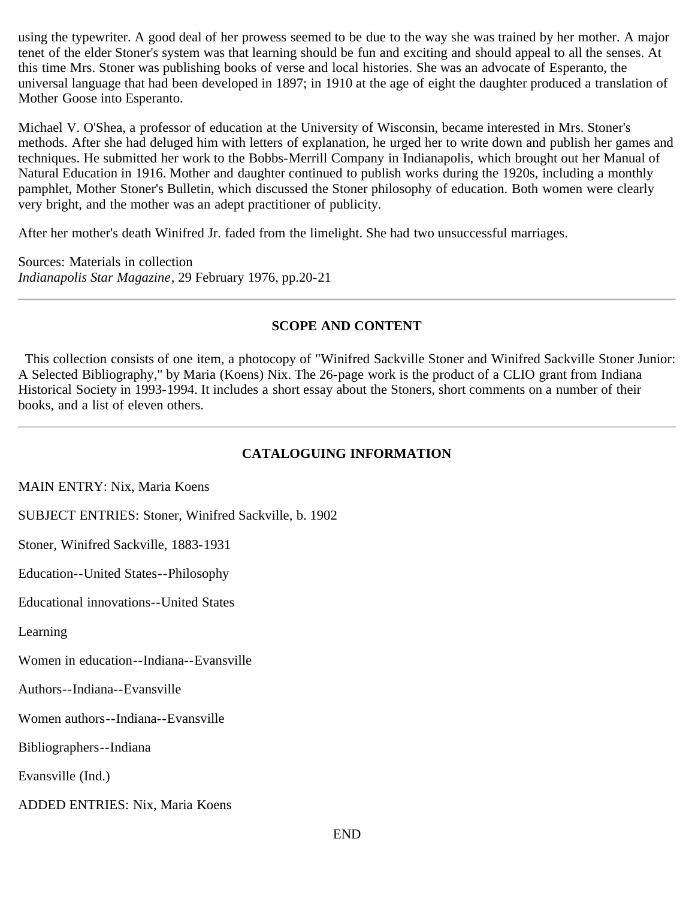using the typewriter. A good deal of her prowess seemed to be due to the way she was trained by her mother. A major tenet of the elder Stoner's system was that learning should be fun and exciting and should appeal to all the senses. At this time Mrs. Stoner was publishing books of verse and local histories. She was an advocate of Esperanto, the universal language that had been developed in 1897; in 1910 at the age of eight the daughter produced a translation of Mother Goose into Esperanto.

Michael V. O'Shea, a professor of education at the University of Wisconsin, became interested in Mrs. Stoner's methods. After she had deluged him with letters of explanation, he urged her to write down and publish her games and techniques. He submitted her work to the Bobbs-Merrill Company in Indianapolis, which brought out her Manual of Natural Education in 1916. Mother and daughter continued to publish works during the 1920s, including a monthly pamphlet, Mother Stoner's Bulletin, which discussed the Stoner philosophy of education. Both women were clearly very bright, and the mother was an adept practitioner of publicity.

After her mother's death Winifred Jr. faded from the limelight. She had two unsuccessful marriages.

Sources: Materials in collection
*Indianapolis Star Magazine*, 29 February 1976, pp.20-21

---

## SCOPE AND CONTENT

This collection consists of one item, a photocopy of "Winifred Sackville Stoner and Winifred Sackville Stoner Junior: A Selected Bibliography," by Maria (Koens) Nix. The 26-page work is the product of a CLIO grant from Indiana Historical Society in 1993-1994. It includes a short essay about the Stoners, short comments on a number of their books, and a list of eleven others.

---

## CATALOGUING INFORMATION

MAIN ENTRY: Nix, Maria Koens

SUBJECT ENTRIES: Stoner, Winifred Sackville, b. 1902

Stoner, Winifred Sackville, 1883-1931

Education--United States--Philosophy

Educational innovations--United States

Learning

Women in education--Indiana--Evansville

Authors--Indiana--Evansville

Women authors--Indiana--Evansville

Bibliographers--Indiana

Evansville (Ind.)

ADDED ENTRIES: Nix, Maria Koens

END